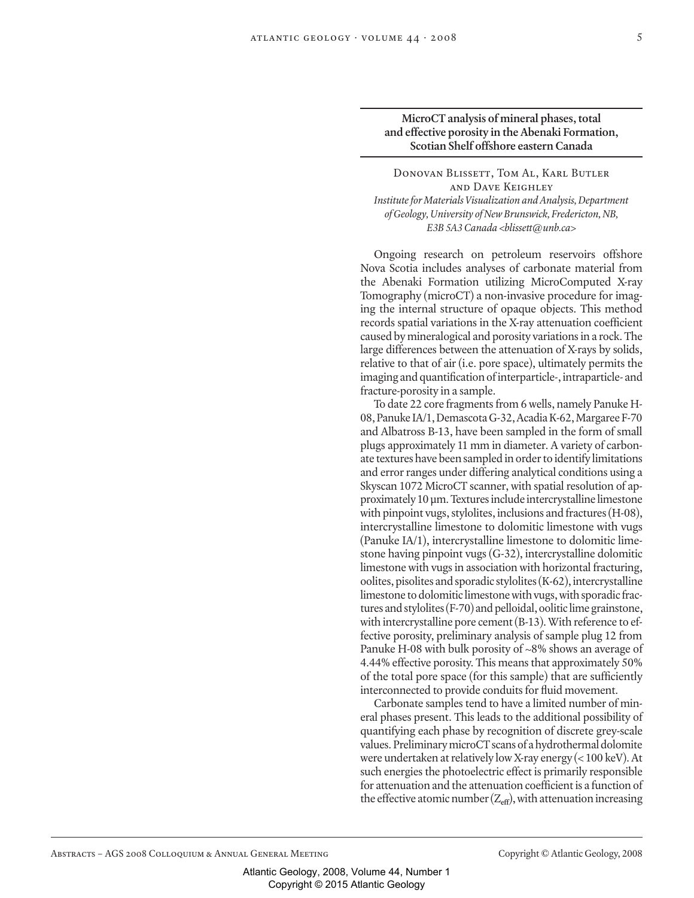## MicroCT analysis of mineral phases, total and effective porosity in the Abenaki Formation, Scotian Shelf offshore eastern Canada

Donovan Blissett, Tom Al, Karl Butler and Dave Keighley

*Institute for Materials Visualization and Analysis, Department of Geology, University of New Brunswick, Fredericton, NB, E3B 5A3 Canada <blissett@unb.ca>*

Ongoing research on petroleum reservoirs offshore Nova Scotia includes analyses of carbonate material from the Abenaki Formation utilizing MicroComputed X-ray Tomography (microCT) a non-invasive procedure for imaging the internal structure of opaque objects. This method records spatial variations in the X-ray attenuation coefficient caused by mineralogical and porosity variations in a rock. The large differences between the attenuation of X-rays by solids, relative to that of air (i.e. pore space), ultimately permits the imaging and quantification of interparticle-, intraparticle- and fracture-porosity in a sample.

To date 22 core fragments from 6 wells, namely Panuke H-08, Panuke IA/1, Demascota G-32, Acadia K-62, Margaree F-70 and Albatross B-13, have been sampled in the form of small plugs approximately 11 mm in diameter. A variety of carbonate textures have been sampled in order to identify limitations and error ranges under differing analytical conditions using a Skyscan 1072 MicroCT scanner, with spatial resolution of approximately 10 μm. Textures include intercrystalline limestone with pinpoint vugs, stylolites, inclusions and fractures (H-08), intercrystalline limestone to dolomitic limestone with vugs (Panuke IA/1), intercrystalline limestone to dolomitic limestone having pinpoint vugs (G-32), intercrystalline dolomitic limestone with vugs in association with horizontal fracturing, oolites, pisolites and sporadic stylolites (K-62), intercrystalline limestone to dolomitic limestone with vugs, with sporadic fractures and stylolites (F-70) and pelloidal, oolitic lime grainstone, with intercrystalline pore cement (B-13). With reference to effective porosity, preliminary analysis of sample plug 12 from Panuke H-08 with bulk porosity of ~8% shows an average of 4.44% effective porosity. This means that approximately 50% of the total pore space (for this sample) that are sufficiently interconnected to provide conduits for fluid movement.

Carbonate samples tend to have a limited number of mineral phases present. This leads to the additional possibility of quantifying each phase by recognition of discrete grey-scale values. Preliminary microCT scans of a hydrothermal dolomite were undertaken at relatively low X-ray energy (< 100 keV). At such energies the photoelectric effect is primarily responsible for attenuation and the attenuation coefficient is a function of the effective atomic number ($Z_{eff}$), with attenuation increasing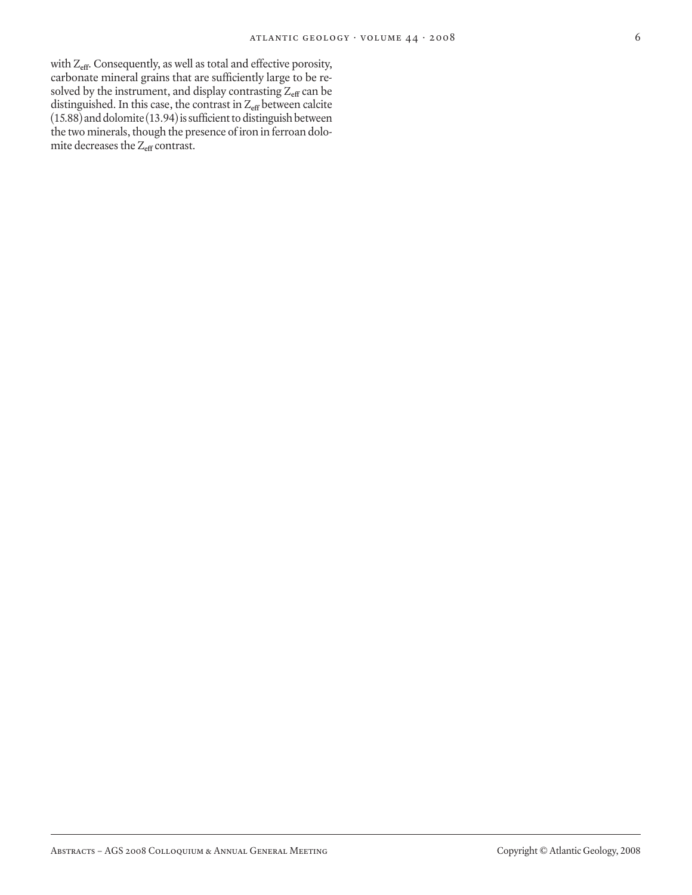with $Z_{eff}$. Consequently, as well as total and effective porosity, carbonate mineral grains that are sufficiently large to be resolved by the instrument, and display contrasting $Z_{eff}$ can be distinguished. In this case, the contrast in $Z_{eff}$ between calcite (15.88) and dolomite (13.94) is sufficient to distinguish between the two minerals, though the presence of iron in ferroan dolomite decreases the $Z_{eff}$ contrast.